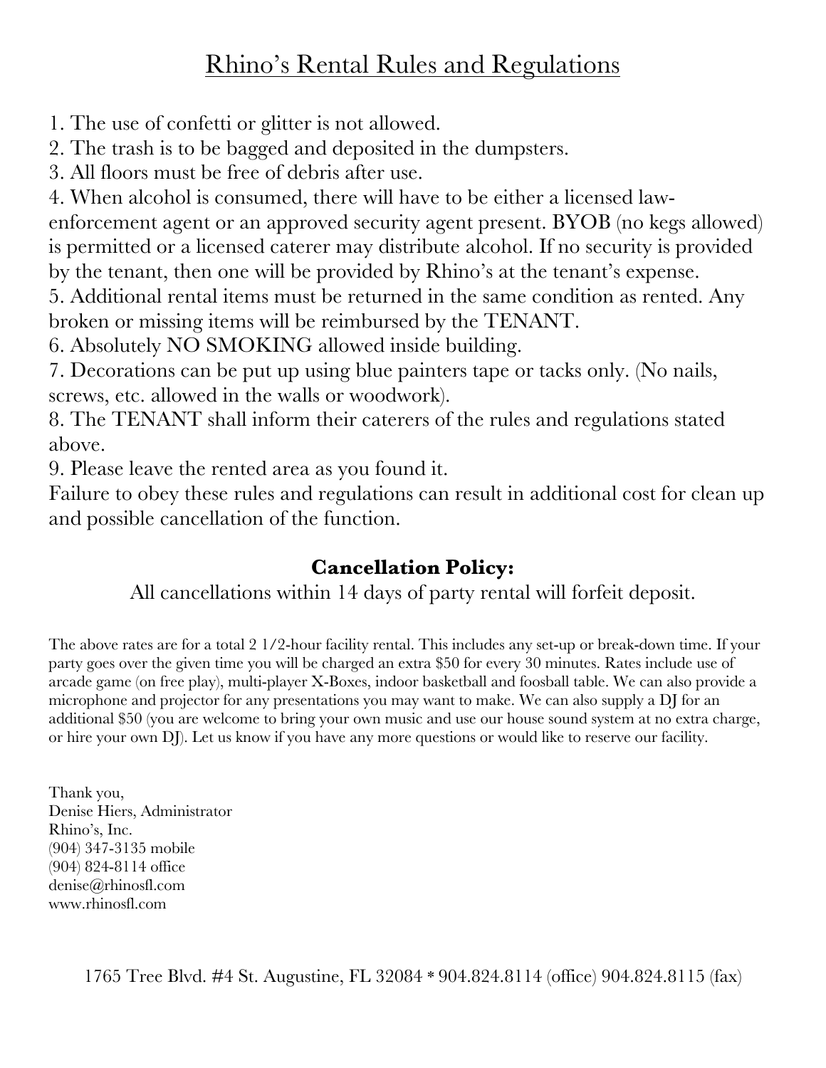# Rhino's Rental Rules and Regulations

1. The use of confetti or glitter is not allowed.
2. The trash is to be bagged and deposited in the dumpsters.
3. All floors must be free of debris after use.
4. When alcohol is consumed, there will have to be either a licensed law-enforcement agent or an approved security agent present. BYOB (no kegs allowed) is permitted or a licensed caterer may distribute alcohol. If no security is provided by the tenant, then one will be provided by Rhino's at the tenant's expense.
5. Additional rental items must be returned in the same condition as rented. Any broken or missing items will be reimbursed by the TENANT.
6. Absolutely NO SMOKING allowed inside building.
7. Decorations can be put up using blue painters tape or tacks only. (No nails, screws, etc. allowed in the walls or woodwork).
8. The TENANT shall inform their caterers of the rules and regulations stated above.
9. Please leave the rented area as you found it.

Failure to obey these rules and regulations can result in additional cost for clean up and possible cancellation of the function.

**Cancellation Policy:**

All cancellations within 14 days of party rental will forfeit deposit.

The above rates are for a total 2 1/2-hour facility rental. This includes any set-up or break-down time. If your party goes over the given time you will be charged an extra $50 for every 30 minutes. Rates include use of arcade game (on free play), multi-player X-Boxes, indoor basketball and foosball table. We can also provide a microphone and projector for any presentations you may want to make. We can also supply a DJ for an additional $50 (you are welcome to bring your own music and use our house sound system at no extra charge, or hire your own DJ). Let us know if you have any more questions or would like to reserve our facility.

Thank you,
Denise Hiers, Administrator
Rhino's, Inc.
(904) 347-3135 mobile
(904) 824-8114 office
denise@rhinosfl.com
www.rhinosfl.com

1765 Tree Blvd. #4 St. Augustine, FL 32084 * 904.824.8114 (office) 904.824.8115 (fax)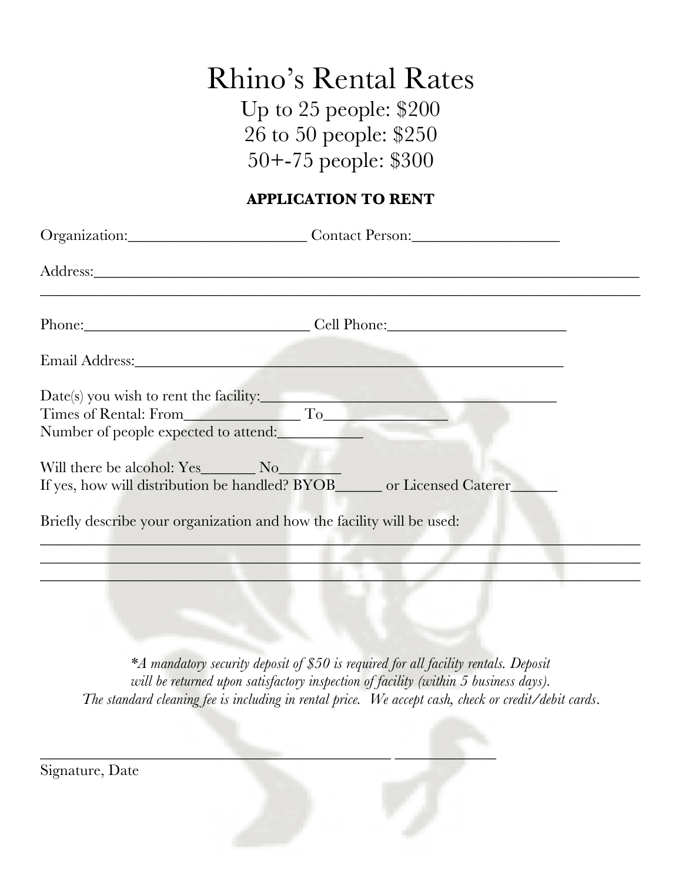# Rhino's Rental Rates

Up to 25 people: $200
26 to 50 people: $250
50+-75 people: $300

**APPLICATION TO RENT**

Organization:______________________ Contact Person:_________________

Address:____________________________________________________________________
________________________________________________________________________________

Phone:______________________________ Cell Phone:______________________

Email Address:________________________________________________________

Date(s) you wish to rent the facility:_____________________________________
Times of Rental: From______________ To______________
Number of people expected to attend:__________

Will there be alcohol: Yes_______ No_______
If yes, how will distribution be handled? BYOB______ or Licensed Caterer______

Briefly describe your organization and how the facility will be used:
________________________________________________________________________________
________________________________________________________________________________
________________________________________________________________________________

*\*A mandatory security deposit of $50 is required for all facility rentals. Deposit will be returned upon satisfactory inspection of facility (within 5 business days). The standard cleaning fee is including in rental price. We accept cash, check or credit/debit cards.*

_____________________________________________ ____________
Signature, Date